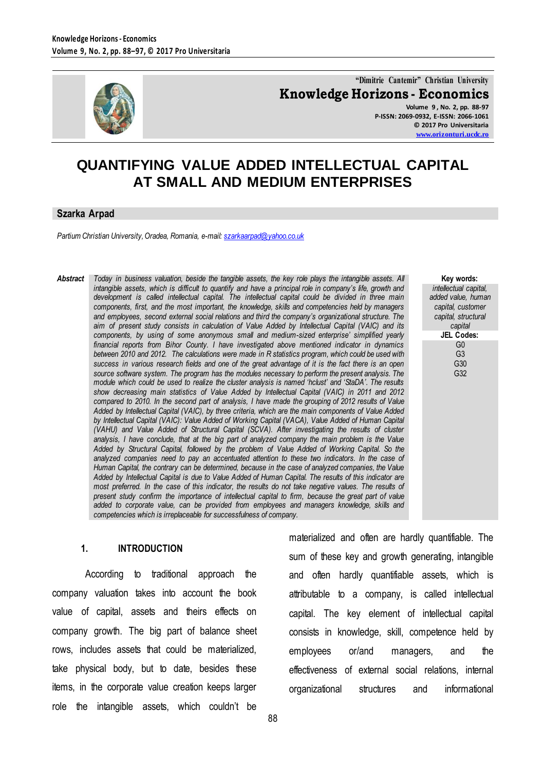# QUANTIFYING VALUE ADDED INTELLECTUAL CAPITAL AT SMALL AND MEDIUM ENTERPRISES

**Szarka Arpad**

*Partium Christian University, Oradea, Romania, e-mail: szarkaarpad@yahoo.co.uk*

***Abstract*** *Today in business valuation, beside the tangible assets, the key role plays the intangible assets. All intangible assets, which is difficult to quantify and have a principal role in company's life, growth and development is called intellectual capital. The intellectual capital could be divided in three main components, first, and the most important, the knowledge, skills and competencies held by managers and employees, second external social relations and third the company's organizational structure. The aim of present study consists in calculation of Value Added by Intellectual Capital (VAIC) and its components, by using of some anonymous small and medium-sized enterprise' simplified yearly financial reports from Bihor County. I have investigated above mentioned indicator in dynamics between 2010 and 2012. The calculations were made in R statistics program, which could be used with success in various research fields and one of the great advantage of it is the fact there is an open source software system. The program has the modules necessary to perform the present analysis. The module which could be used to realize the cluster analysis is named 'hclust' and 'StaDA'. The results show decreasing main statistics of Value Added by Intellectual Capital (VAIC) in 2011 and 2012 compared to 2010. In the second part of analysis, I have made the grouping of 2012 results of Value Added by Intellectual Capital (VAIC), by three criteria, which are the main components of Value Added by Intellectual Capital (VAIC): Value Added of Working Capital (VACA), Value Added of Human Capital (VAHU) and Value Added of Structural Capital (SCVA). After investigating the results of cluster analysis, I have conclude, that at the big part of analyzed company the main problem is the Value Added by Structural Capital, followed by the problem of Value Added of Working Capital. So the analyzed companies need to pay an accentuated attention to these two indicators. In the case of Human Capital, the contrary can be determined, because in the case of analyzed companies, the Value Added by Intellectual Capital is due to Value Added of Human Capital. The results of this indicator are most preferred. In the case of this indicator, the results do not take negative values. The results of present study confirm the importance of intellectual capital to firm, because the great part of value added to corporate value, can be provided from employees and managers knowledge, skills and competencies which is irreplaceable for successfulness of company.*

**Key words:** *intellectual capital, added value, human capital, customer capital, structural capital*

**JEL Codes:** G0, G3, G30, G32

## 1. INTRODUCTION

According to traditional approach the company valuation takes into account the book value of capital, assets and theirs effects on company growth. The big part of balance sheet rows, includes assets that could be materialized, take physical body, but to date, besides these items, in the corporate value creation keeps larger role the intangible assets, which couldn't be materialized and often are hardly quantifiable. The sum of these key and growth generating, intangible and often hardly quantifiable assets, which is attributable to a company, is called intellectual capital. The key element of intellectual capital consists in knowledge, skill, competence held by employees or/and managers, and the effectiveness of external social relations, internal organizational structures and informational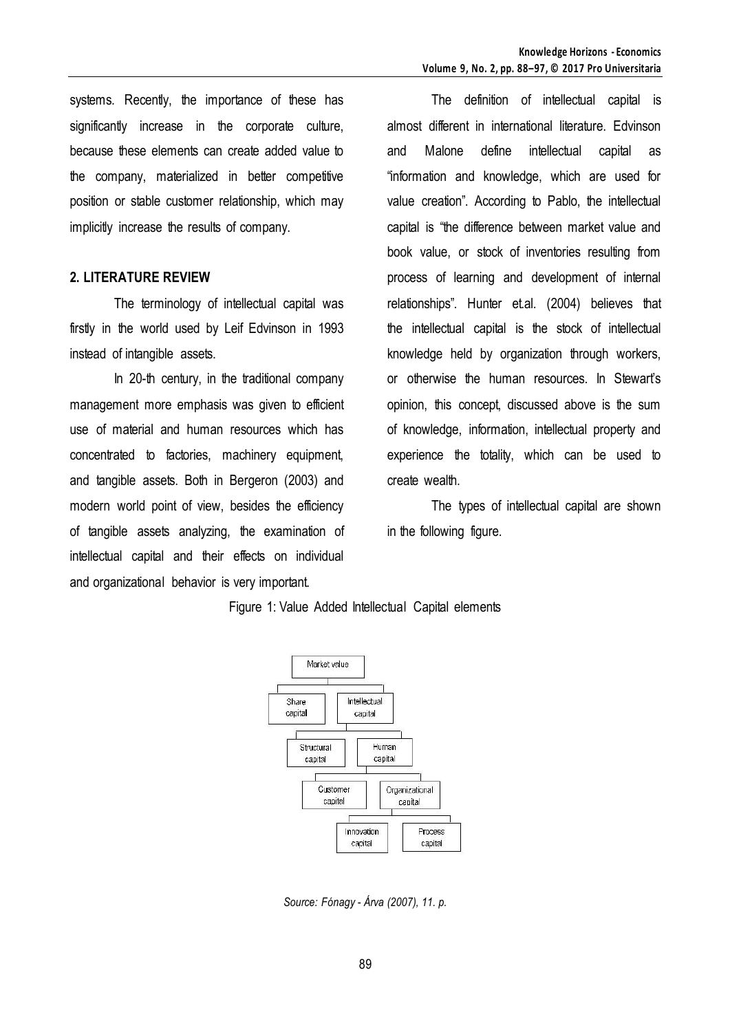systems. Recently, the importance of these has significantly increase in the corporate culture, because these elements can create added value to the company, materialized in better competitive position or stable customer relationship, which may implicitly increase the results of company.

## 2. LITERATURE REVIEW

The terminology of intellectual capital was firstly in the world used by Leif Edvinson in 1993 instead of intangible assets.

In 20-th century, in the traditional company management more emphasis was given to efficient use of material and human resources which has concentrated to factories, machinery equipment, and tangible assets. Both in Bergeron (2003) and modern world point of view, besides the efficiency of tangible assets analyzing, the examination of intellectual capital and their effects on individual and organizational behavior is very important.

The definition of intellectual capital is almost different in international literature. Edvinson and Malone define intellectual capital as "information and knowledge, which are used for value creation". According to Pablo, the intellectual capital is "the difference between market value and book value, or stock of inventories resulting from process of learning and development of internal relationships". Hunter et.al. (2004) believes that the intellectual capital is the stock of intellectual knowledge held by organization through workers, or otherwise the human resources. In Stewart's opinion, this concept, discussed above is the sum of knowledge, information, intellectual property and experience the totality, which can be used to create wealth.

The types of intellectual capital are shown in the following figure.

Figure 1: Value Added Intellectual Capital elements

*Source: Fónagy - Árva (2007), 11. p.*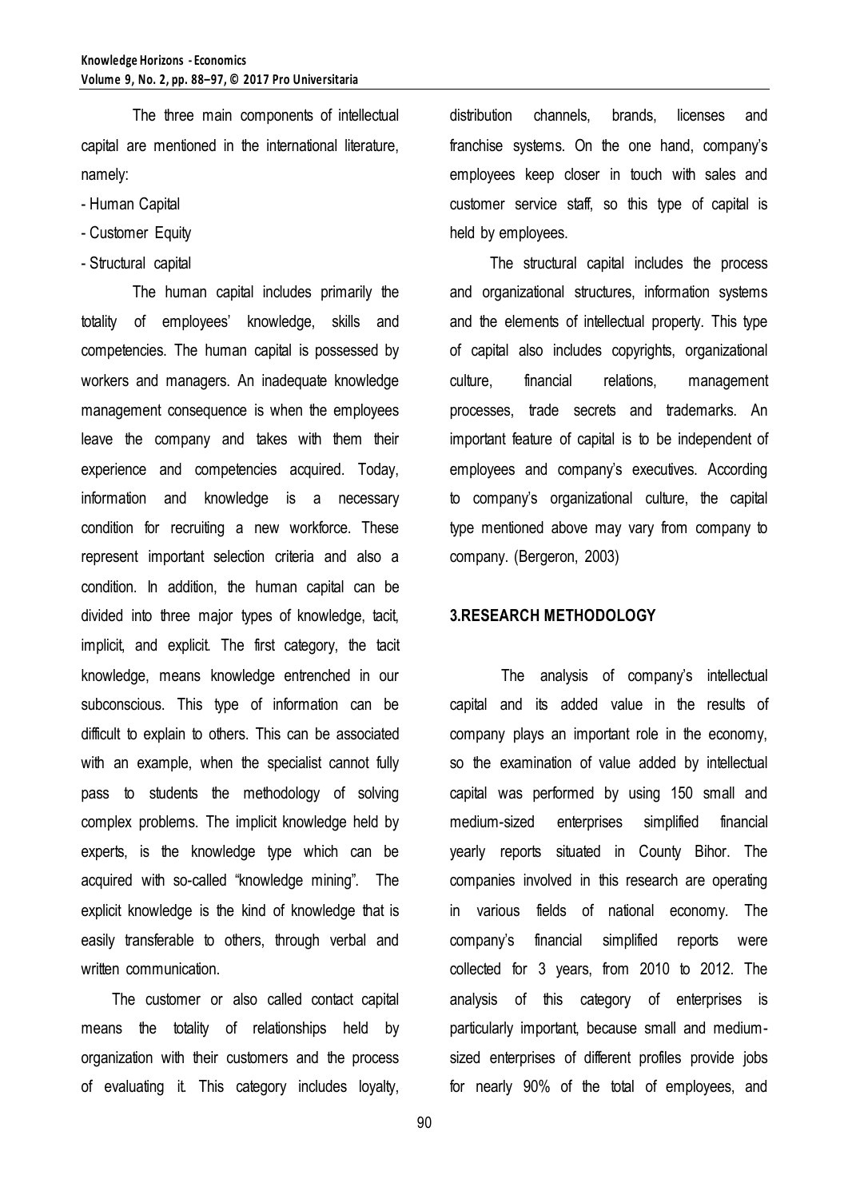The three main components of intellectual capital are mentioned in the international literature, namely:

- Human Capital
- Customer Equity
- Structural capital

The human capital includes primarily the totality of employees' knowledge, skills and competencies. The human capital is possessed by workers and managers. An inadequate knowledge management consequence is when the employees leave the company and takes with them their experience and competencies acquired. Today, information and knowledge is a necessary condition for recruiting a new workforce. These represent important selection criteria and also a condition. In addition, the human capital can be divided into three major types of knowledge, tacit, implicit, and explicit. The first category, the tacit knowledge, means knowledge entrenched in our subconscious. This type of information can be difficult to explain to others. This can be associated with an example, when the specialist cannot fully pass to students the methodology of solving complex problems. The implicit knowledge held by experts, is the knowledge type which can be acquired with so-called "knowledge mining". The explicit knowledge is the kind of knowledge that is easily transferable to others, through verbal and written communication.

The customer or also called contact capital means the totality of relationships held by organization with their customers and the process of evaluating it. This category includes loyalty, distribution channels, brands, licenses and franchise systems. On the one hand, company's employees keep closer in touch with sales and customer service staff, so this type of capital is held by employees.

The structural capital includes the process and organizational structures, information systems and the elements of intellectual property. This type of capital also includes copyrights, organizational culture, financial relations, management processes, trade secrets and trademarks. An important feature of capital is to be independent of employees and company's executives. According to company's organizational culture, the capital type mentioned above may vary from company to company. (Bergeron, 2003)

## 3.RESEARCH METHODOLOGY

The analysis of company's intellectual capital and its added value in the results of company plays an important role in the economy, so the examination of value added by intellectual capital was performed by using 150 small and medium-sized enterprises simplified financial yearly reports situated in County Bihor. The companies involved in this research are operating in various fields of national economy. The company's financial simplified reports were collected for 3 years, from 2010 to 2012. The analysis of this category of enterprises is particularly important, because small and medium-sized enterprises of different profiles provide jobs for nearly 90% of the total of employees, and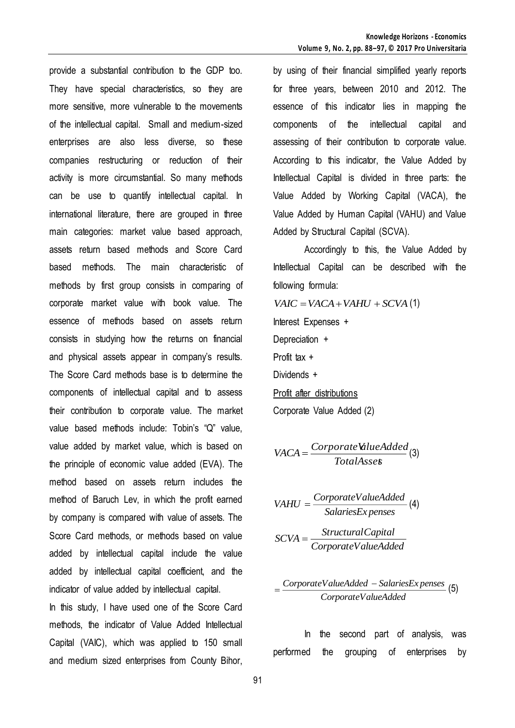provide a substantial contribution to the GDP too. They have special characteristics, so they are more sensitive, more vulnerable to the movements of the intellectual capital. Small and medium-sized enterprises are also less diverse, so these companies restructuring or reduction of their activity is more circumstantial. So many methods can be use to quantify intellectual capital. In international literature, there are grouped in three main categories: market value based approach, assets return based methods and Score Card based methods. The main characteristic of methods by first group consists in comparing of corporate market value with book value. The essence of methods based on assets return consists in studying how the returns on financial and physical assets appear in company's results. The Score Card methods base is to determine the components of intellectual capital and to assess their contribution to corporate value. The market value based methods include: Tobin's "Q" value, value added by market value, which is based on the principle of economic value added (EVA). The method based on assets return includes the method of Baruch Lev, in which the profit earned by company is compared with value of assets. The Score Card methods, or methods based on value added by intellectual capital include the value added by intellectual capital coefficient, and the indicator of value added by intellectual capital.

In this study, I have used one of the Score Card methods, the indicator of Value Added Intellectual Capital (VAIC), which was applied to 150 small and medium sized enterprises from County Bihor, by using of their financial simplified yearly reports for three years, between 2010 and 2012. The essence of this indicator lies in mapping the components of the intellectual capital and assessing of their contribution to corporate value. According to this indicator, the Value Added by Intellectual Capital is divided in three parts: the Value Added by Working Capital (VACA), the Value Added by Human Capital (VAHU) and Value Added by Structural Capital (SCVA).

Accordingly to this, the Value Added by Intellectual Capital can be described with the following formula:

$$VAIC = VACA + VAHU + SCVA \quad (1)$$

Interest Expenses +

Depreciation +

Profit tax +

Dividends +

Profit after distributions

Corporate Value Added (2)

$$VACA = \frac{CorporateValueAdded}{TotalAssets} \quad (3)$$

$$VAHU = \frac{CorporateValueAdded}{SalariesExpenses} \quad (4)$$

$$SCVA = \frac{StructuralCapital}{CorporateValueAdded}$$

$$= \frac{CorporateValueAdded - SalariesExpenses}{CorporateValueAdded} \quad (5)$$

In the second part of analysis, was performed the grouping of enterprises by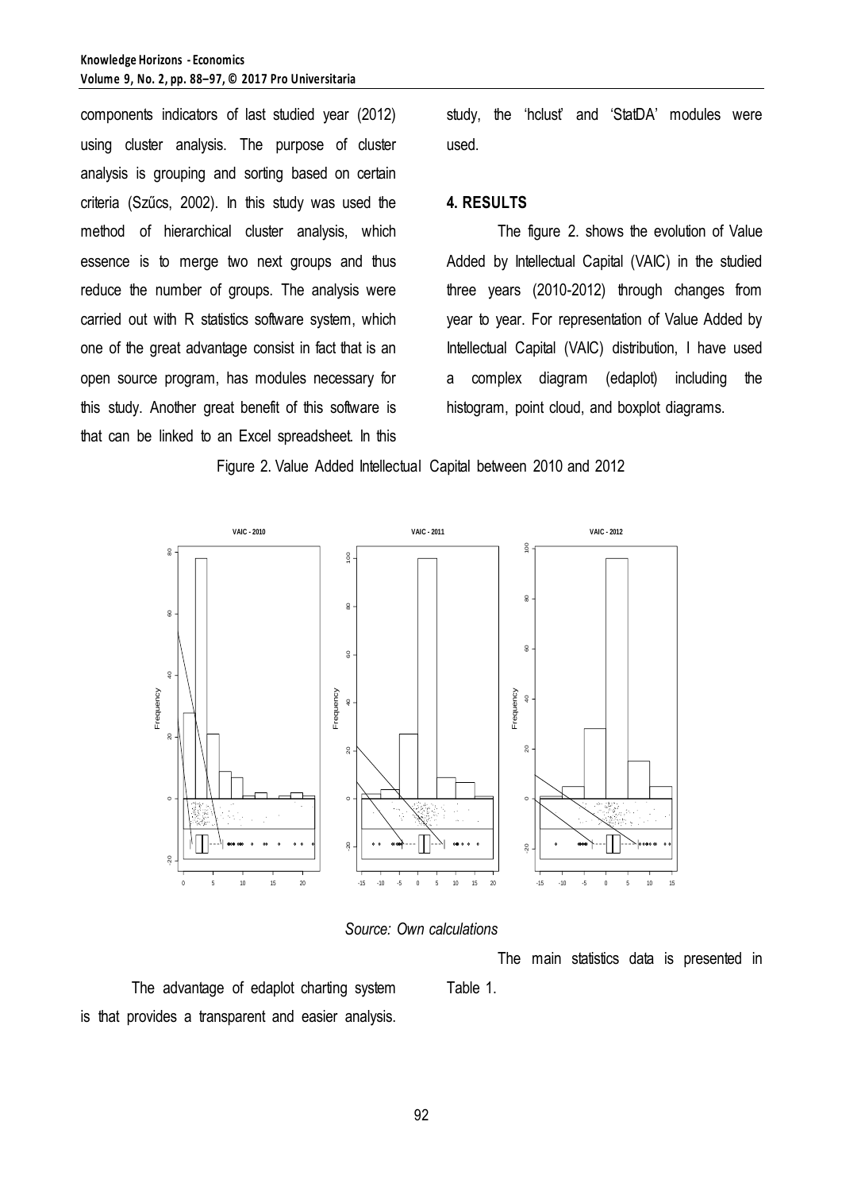components indicators of last studied year (2012) using cluster analysis. The purpose of cluster analysis is grouping and sorting based on certain criteria (Szűcs, 2002). In this study was used the method of hierarchical cluster analysis, which essence is to merge two next groups and thus reduce the number of groups. The analysis were carried out with R statistics software system, which one of the great advantage consist in fact that is an open source program, has modules necessary for this study. Another great benefit of this software is that can be linked to an Excel spreadsheet. In this study, the 'hclust' and 'StatDA' modules were used.

## 4. RESULTS

The figure 2. shows the evolution of Value Added by Intellectual Capital (VAIC) in the studied three years (2010-2012) through changes from year to year. For representation of Value Added by Intellectual Capital (VAIC) distribution, I have used a complex diagram (edaplot) including the histogram, point cloud, and boxplot diagrams.

Figure 2. Value Added Intellectual Capital between 2010 and 2012

*Source: Own calculations*

The advantage of edaplot charting system is that provides a transparent and easier analysis.

The main statistics data is presented in Table 1.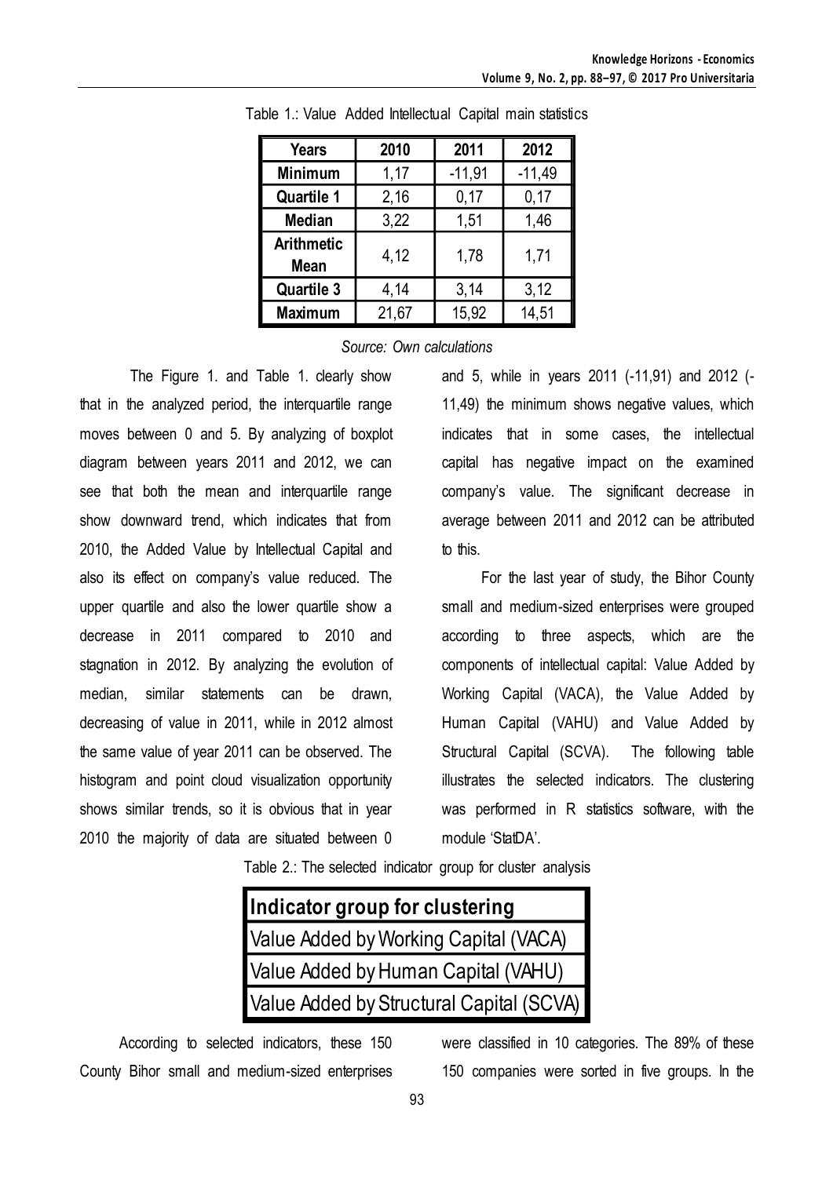Table 1.: Value Added Intellectual Capital main statistics

| Years | 2010 | 2011 | 2012 |
|---|---|---|---|
| Minimum | 1,17 | -11,91 | -11,49 |
| Quartile 1 | 2,16 | 0,17 | 0,17 |
| Median | 3,22 | 1,51 | 1,46 |
| Arithmetic Mean | 4,12 | 1,78 | 1,71 |
| Quartile 3 | 4,14 | 3,14 | 3,12 |
| Maximum | 21,67 | 15,92 | 14,51 |

*Source: Own calculations*

The Figure 1. and Table 1. clearly show that in the analyzed period, the interquartile range moves between 0 and 5. By analyzing of boxplot diagram between years 2011 and 2012, we can see that both the mean and interquartile range show downward trend, which indicates that from 2010, the Added Value by Intellectual Capital and also its effect on company's value reduced. The upper quartile and also the lower quartile show a decrease in 2011 compared to 2010 and stagnation in 2012. By analyzing the evolution of median, similar statements can be drawn, decreasing of value in 2011, while in 2012 almost the same value of year 2011 can be observed. The histogram and point cloud visualization opportunity shows similar trends, so it is obvious that in year 2010 the majority of data are situated between 0 and 5, while in years 2011 (-11,91) and 2012 (-11,49) the minimum shows negative values, which indicates that in some cases, the intellectual capital has negative impact on the examined company's value. The significant decrease in average between 2011 and 2012 can be attributed to this.

For the last year of study, the Bihor County small and medium-sized enterprises were grouped according to three aspects, which are the components of intellectual capital: Value Added by Working Capital (VACA), the Value Added by Human Capital (VAHU) and Value Added by Structural Capital (SCVA). The following table illustrates the selected indicators. The clustering was performed in R statistics software, with the module 'StatDA'.

Table 2.: The selected indicator group for cluster analysis

| Indicator group for clustering |
|---|
| Value Added by Working Capital (VACA) |
| Value Added by Human Capital (VAHU) |
| Value Added by Structural Capital (SCVA) |

According to selected indicators, these 150 County Bihor small and medium-sized enterprises were classified in 10 categories. The 89% of these 150 companies were sorted in five groups. In the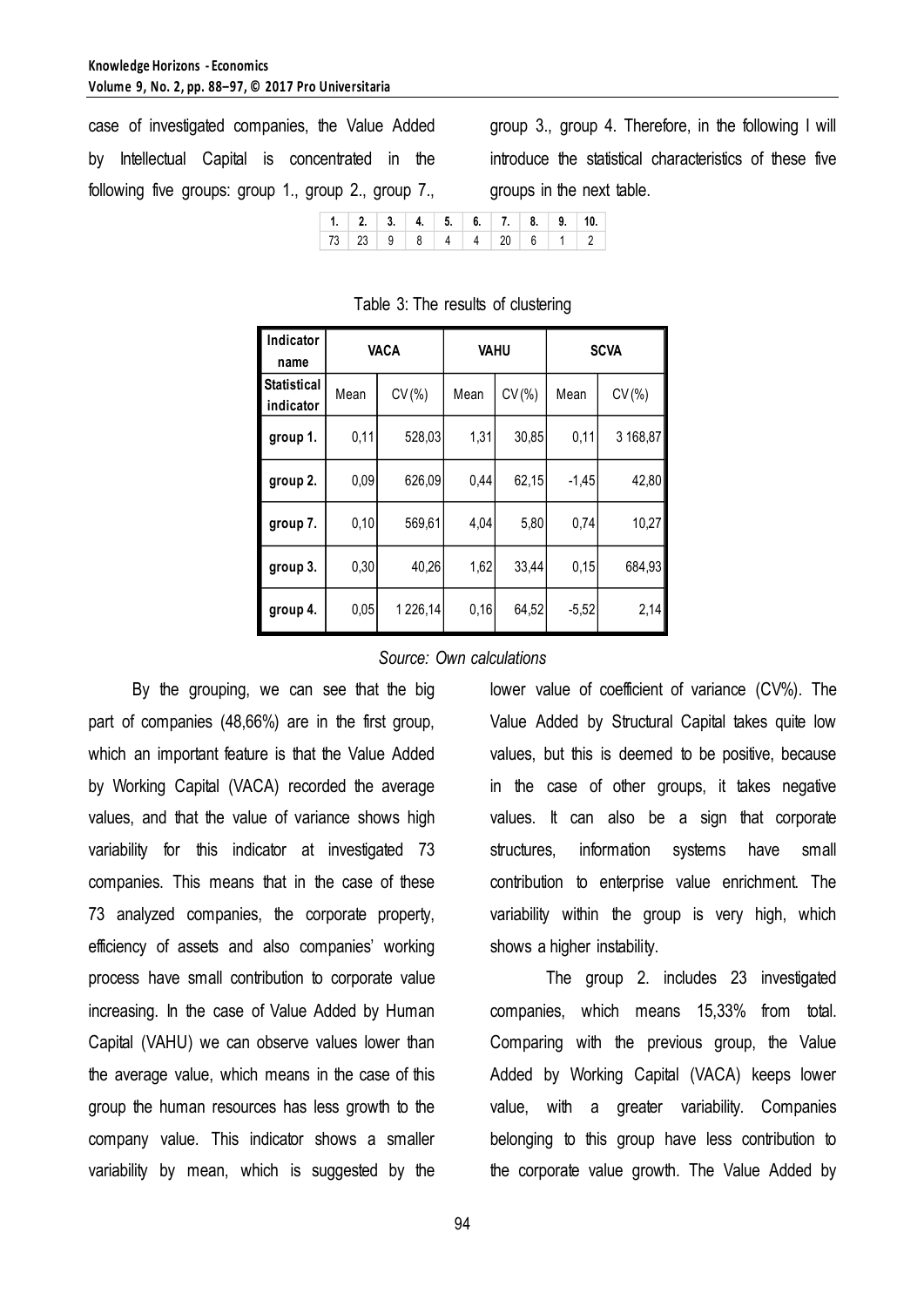case of investigated companies, the Value Added by Intellectual Capital is concentrated in the following five groups: group 1., group 2., group 7., group 3., group 4. Therefore, in the following I will introduce the statistical characteristics of these five groups in the next table.

| 1. | 2. | 3. | 4. | 5. | 6. | 7. | 8. | 9. | 10. |
|---|---|---|---|---|---|---|---|---|---|
| 73 | 23 | 9 | 8 | 4 | 4 | 20 | 6 | 1 | 2 |

Table 3: The results of clustering

| Indicator name | VACA | | VAHU | | SCVA | |
|---|---|---|---|---|---|---|
| Statistical indicator | Mean | CV(%) | Mean | CV(%) | Mean | CV(%) |
| group 1. | 0,11 | 528,03 | 1,31 | 30,85 | 0,11 | 3 168,87 |
| group 2. | 0,09 | 626,09 | 0,44 | 62,15 | -1,45 | 42,80 |
| group 7. | 0,10 | 569,61 | 4,04 | 5,80 | 0,74 | 10,27 |
| group 3. | 0,30 | 40,26 | 1,62 | 33,44 | 0,15 | 684,93 |
| group 4. | 0,05 | 1 226,14 | 0,16 | 64,52 | -5,52 | 2,14 |

*Source: Own calculations*

By the grouping, we can see that the big part of companies (48,66%) are in the first group, which an important feature is that the Value Added by Working Capital (VACA) recorded the average values, and that the value of variance shows high variability for this indicator at investigated 73 companies. This means that in the case of these 73 analyzed companies, the corporate property, efficiency of assets and also companies' working process have small contribution to corporate value increasing. In the case of Value Added by Human Capital (VAHU) we can observe values lower than the average value, which means in the case of this group the human resources has less growth to the company value. This indicator shows a smaller variability by mean, which is suggested by the lower value of coefficient of variance (CV%). The Value Added by Structural Capital takes quite low values, but this is deemed to be positive, because in the case of other groups, it takes negative values. It can also be a sign that corporate structures, information systems have small contribution to enterprise value enrichment. The variability within the group is very high, which shows a higher instability.

The group 2. includes 23 investigated companies, which means 15,33% from total. Comparing with the previous group, the Value Added by Working Capital (VACA) keeps lower value, with a greater variability. Companies belonging to this group have less contribution to the corporate value growth. The Value Added by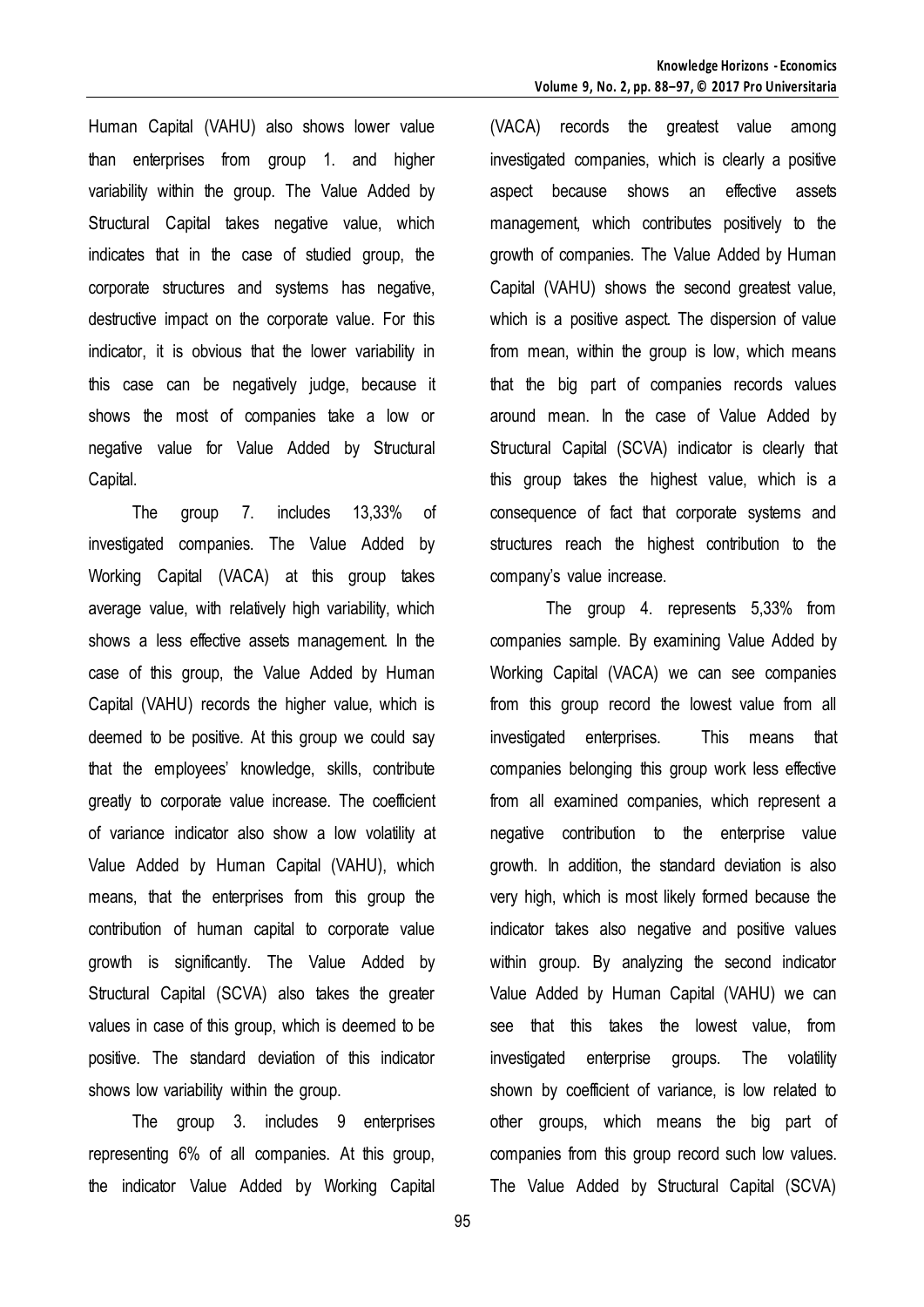Human Capital (VAHU) also shows lower value than enterprises from group 1. and higher variability within the group. The Value Added by Structural Capital takes negative value, which indicates that in the case of studied group, the corporate structures and systems has negative, destructive impact on the corporate value. For this indicator, it is obvious that the lower variability in this case can be negatively judge, because it shows the most of companies take a low or negative value for Value Added by Structural Capital.

The group 7. includes 13,33% of investigated companies. The Value Added by Working Capital (VACA) at this group takes average value, with relatively high variability, which shows a less effective assets management. In the case of this group, the Value Added by Human Capital (VAHU) records the higher value, which is deemed to be positive. At this group we could say that the employees' knowledge, skills, contribute greatly to corporate value increase. The coefficient of variance indicator also show a low volatility at Value Added by Human Capital (VAHU), which means, that the enterprises from this group the contribution of human capital to corporate value growth is significantly. The Value Added by Structural Capital (SCVA) also takes the greater values in case of this group, which is deemed to be positive. The standard deviation of this indicator shows low variability within the group.

The group 3. includes 9 enterprises representing 6% of all companies. At this group, the indicator Value Added by Working Capital (VACA) records the greatest value among investigated companies, which is clearly a positive aspect because shows an effective assets management, which contributes positively to the growth of companies. The Value Added by Human Capital (VAHU) shows the second greatest value, which is a positive aspect. The dispersion of value from mean, within the group is low, which means that the big part of companies records values around mean. In the case of Value Added by Structural Capital (SCVA) indicator is clearly that this group takes the highest value, which is a consequence of fact that corporate systems and structures reach the highest contribution to the company's value increase.

The group 4. represents 5,33% from companies sample. By examining Value Added by Working Capital (VACA) we can see companies from this group record the lowest value from all investigated enterprises. This means that companies belonging this group work less effective from all examined companies, which represent a negative contribution to the enterprise value growth. In addition, the standard deviation is also very high, which is most likely formed because the indicator takes also negative and positive values within group. By analyzing the second indicator Value Added by Human Capital (VAHU) we can see that this takes the lowest value, from investigated enterprise groups. The volatility shown by coefficient of variance, is low related to other groups, which means the big part of companies from this group record such low values. The Value Added by Structural Capital (SCVA)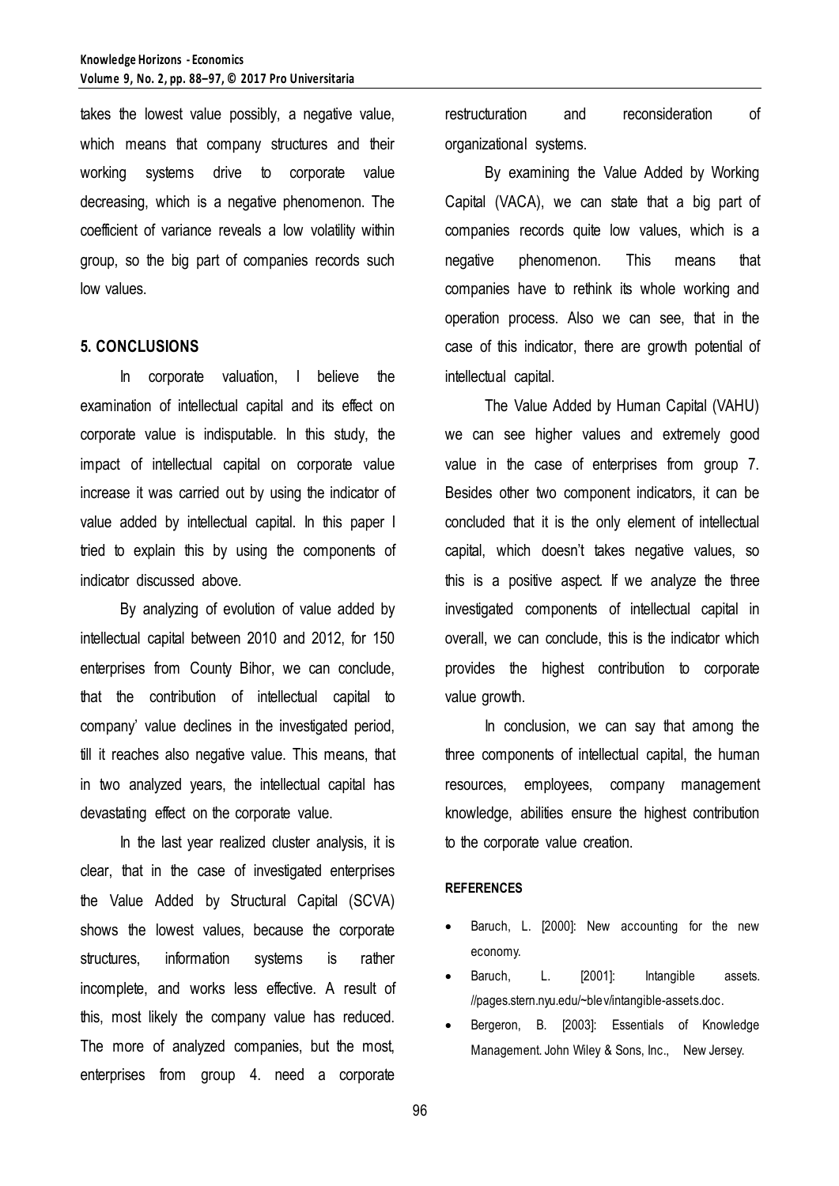takes the lowest value possibly, a negative value, which means that company structures and their working systems drive to corporate value decreasing, which is a negative phenomenon. The coefficient of variance reveals a low volatility within group, so the big part of companies records such low values.

## 5. CONCLUSIONS

In corporate valuation, I believe the examination of intellectual capital and its effect on corporate value is indisputable. In this study, the impact of intellectual capital on corporate value increase it was carried out by using the indicator of value added by intellectual capital. In this paper I tried to explain this by using the components of indicator discussed above.

By analyzing of evolution of value added by intellectual capital between 2010 and 2012, for 150 enterprises from County Bihor, we can conclude, that the contribution of intellectual capital to company' value declines in the investigated period, till it reaches also negative value. This means, that in two analyzed years, the intellectual capital has devastating effect on the corporate value.

In the last year realized cluster analysis, it is clear, that in the case of investigated enterprises the Value Added by Structural Capital (SCVA) shows the lowest values, because the corporate structures, information systems is rather incomplete, and works less effective. A result of this, most likely the company value has reduced. The more of analyzed companies, but the most, enterprises from group 4. need a corporate restructuration and reconsideration of organizational systems.

By examining the Value Added by Working Capital (VACA), we can state that a big part of companies records quite low values, which is a negative phenomenon. This means that companies have to rethink its whole working and operation process. Also we can see, that in the case of this indicator, there are growth potential of intellectual capital.

The Value Added by Human Capital (VAHU) we can see higher values and extremely good value in the case of enterprises from group 7. Besides other two component indicators, it can be concluded that it is the only element of intellectual capital, which doesn't takes negative values, so this is a positive aspect. If we analyze the three investigated components of intellectual capital in overall, we can conclude, this is the indicator which provides the highest contribution to corporate value growth.

In conclusion, we can say that among the three components of intellectual capital, the human resources, employees, company management knowledge, abilities ensure the highest contribution to the corporate value creation.

### REFERENCES

- Baruch, L. [2000]: New accounting for the new economy.
- Baruch, L. [2001]: Intangible assets. //pages.stern.nyu.edu/~blev/intangible-assets.doc.
- Bergeron, B. [2003]: Essentials of Knowledge Management. John Wiley & Sons, Inc., New Jersey.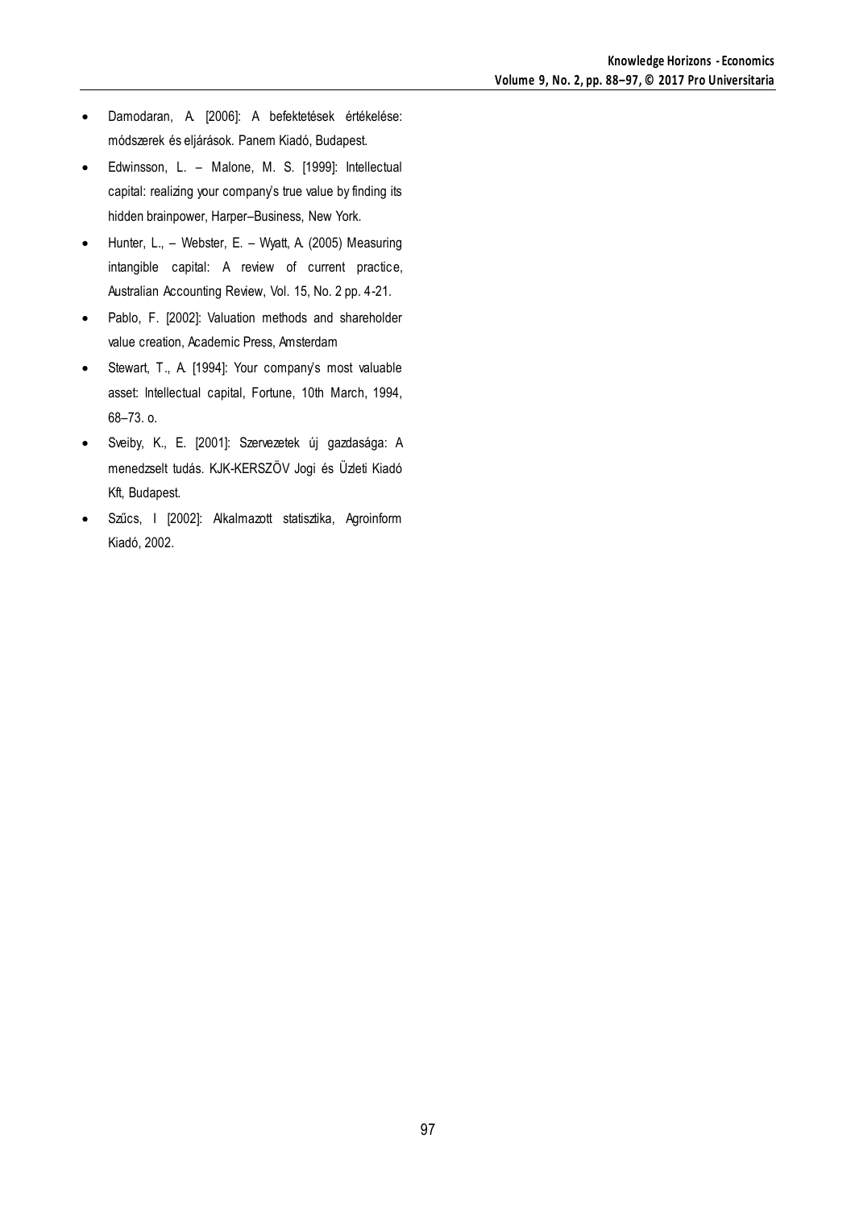- Damodaran, A. [2006]: A befektetések értékelése: módszerek és eljárások. Panem Kiadó, Budapest.
- Edwinsson, L. – Malone, M. S. [1999]: Intellectual capital: realizing your company's true value by finding its hidden brainpower, Harper–Business, New York.
- Hunter, L., – Webster, E. – Wyatt, A. (2005) Measuring intangible capital: A review of current practice, Australian Accounting Review, Vol. 15, No. 2 pp. 4-21.
- Pablo, F. [2002]: Valuation methods and shareholder value creation, Academic Press, Amsterdam
- Stewart, T., A. [1994]: Your company's most valuable asset: Intellectual capital, Fortune, 10th March, 1994, 68–73. o.
- Sveiby, K., E. [2001]: Szervezetek új gazdasága: A menedzselt tudás. KJK-KERSZÖV Jogi és Üzleti Kiadó Kft, Budapest.
- Szűcs, I [2002]: Alkalmazott statisztika, Agroinform Kiadó, 2002.